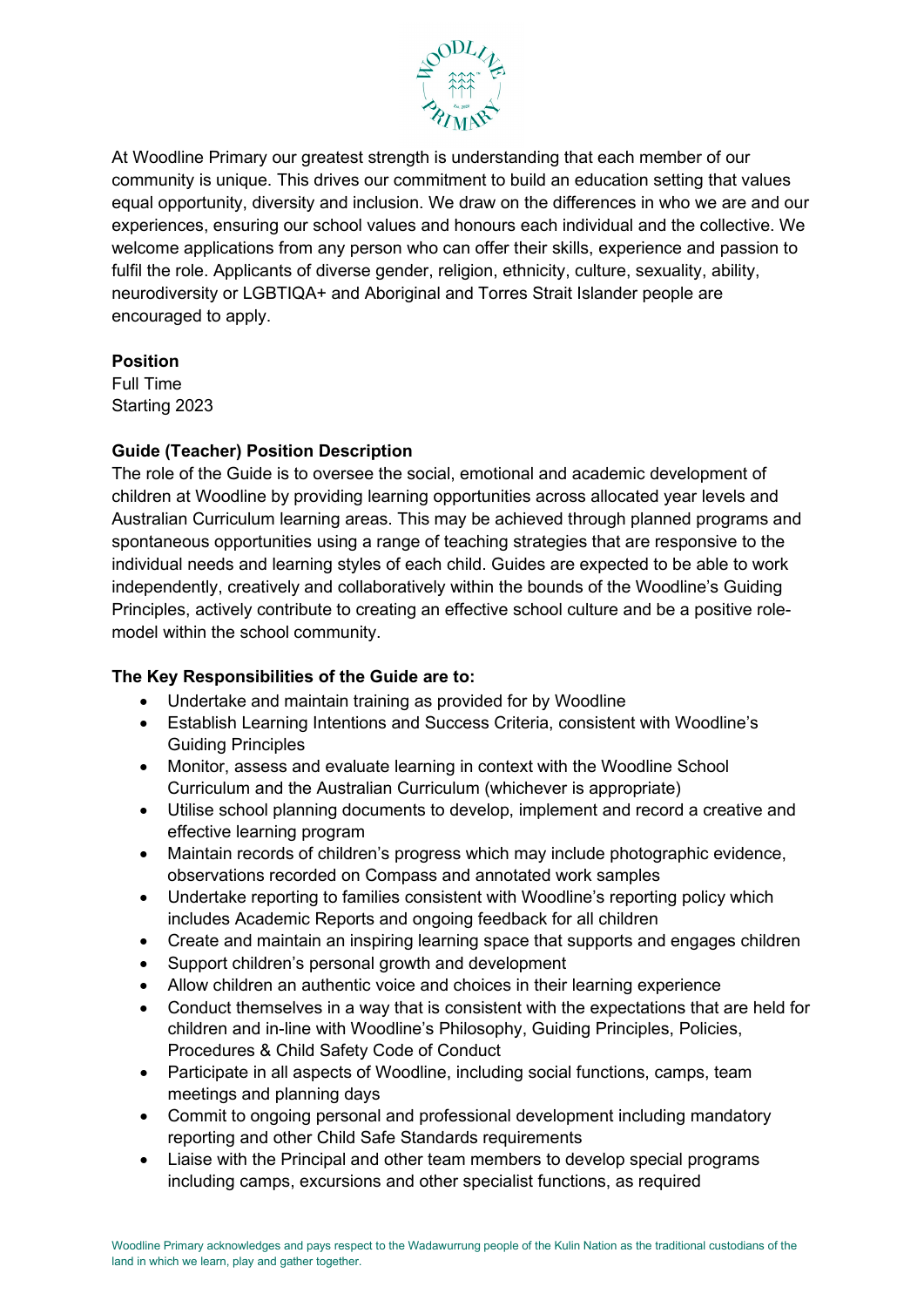At Woodline Primary our greatest strength is understanding that each member of our community is unique. This drives our commitment to build an education setting that values equal opportunity, diversity and inclusion. We draw on the differences in who we are and our experiences, ensuring our school values and honours each individual and the collective. We welcome applications from any person who can offer their skills, experience and passion to fulfil the role. Applicants of diverse gender, religion, ethnicity, culture, sexuality, ability, neurodiversity or LGBTIQA+ and Aboriginal and Torres Strait Islander people are encouraged to apply.

**Position**
Full Time
Starting 2023

**Guide (Teacher) Position Description**

The role of the Guide is to oversee the social, emotional and academic development of children at Woodline by providing learning opportunities across allocated year levels and Australian Curriculum learning areas. This may be achieved through planned programs and spontaneous opportunities using a range of teaching strategies that are responsive to the individual needs and learning styles of each child. Guides are expected to be able to work independently, creatively and collaboratively within the bounds of the Woodline's Guiding Principles, actively contribute to creating an effective school culture and be a positive role-model within the school community.

**The Key Responsibilities of the Guide are to:**

- Undertake and maintain training as provided for by Woodline
- Establish Learning Intentions and Success Criteria, consistent with Woodline's Guiding Principles
- Monitor, assess and evaluate learning in context with the Woodline School Curriculum and the Australian Curriculum (whichever is appropriate)
- Utilise school planning documents to develop, implement and record a creative and effective learning program
- Maintain records of children's progress which may include photographic evidence, observations recorded on Compass and annotated work samples
- Undertake reporting to families consistent with Woodline's reporting policy which includes Academic Reports and ongoing feedback for all children
- Create and maintain an inspiring learning space that supports and engages children
- Support children's personal growth and development
- Allow children an authentic voice and choices in their learning experience
- Conduct themselves in a way that is consistent with the expectations that are held for children and in-line with Woodline's Philosophy, Guiding Principles, Policies, Procedures & Child Safety Code of Conduct
- Participate in all aspects of Woodline, including social functions, camps, team meetings and planning days
- Commit to ongoing personal and professional development including mandatory reporting and other Child Safe Standards requirements
- Liaise with the Principal and other team members to develop special programs including camps, excursions and other specialist functions, as required

Woodline Primary acknowledges and pays respect to the Wadawurrung people of the Kulin Nation as the traditional custodians of the land in which we learn, play and gather together.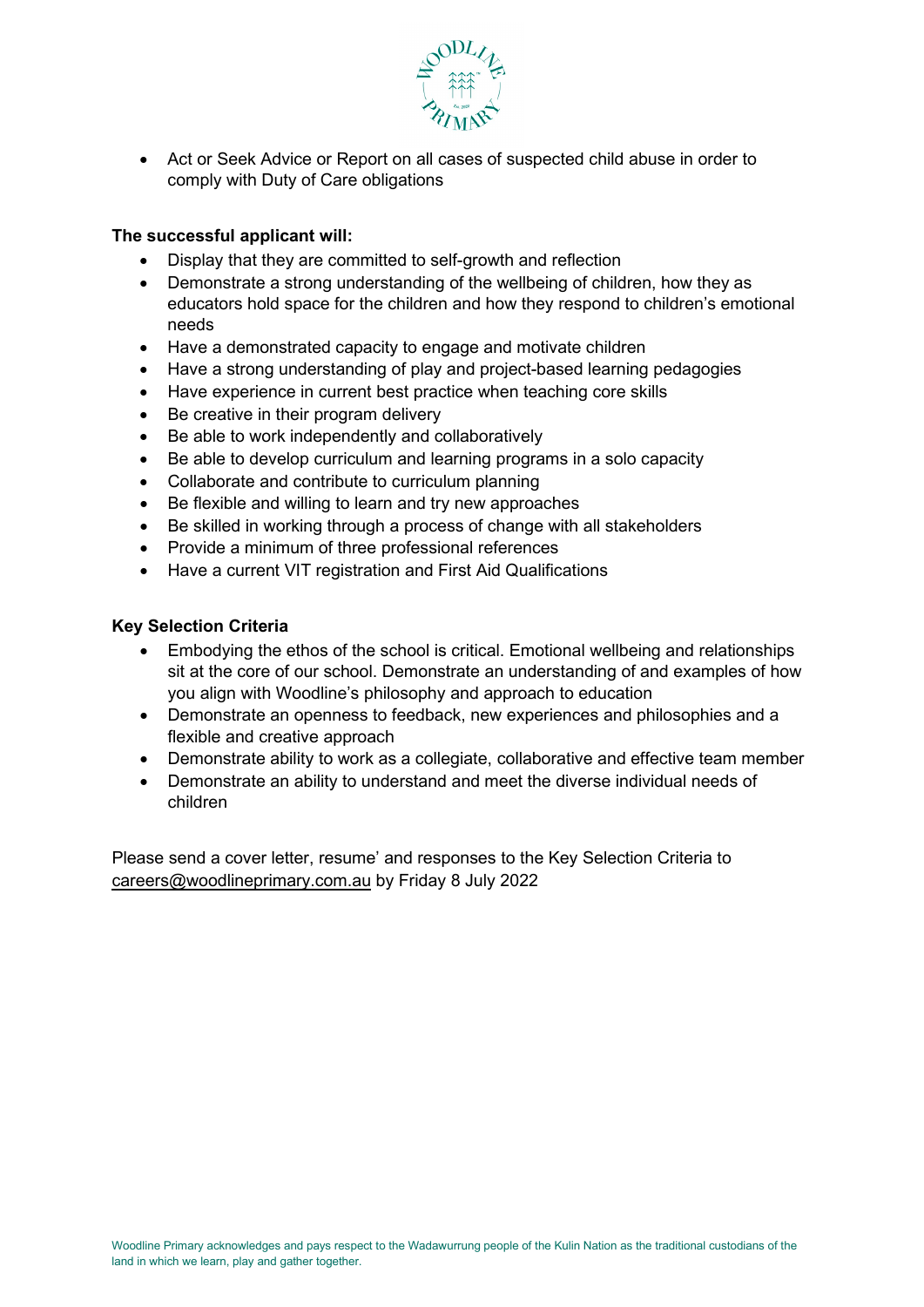- Act or Seek Advice or Report on all cases of suspected child abuse in order to comply with Duty of Care obligations

**The successful applicant will:**

- Display that they are committed to self-growth and reflection
- Demonstrate a strong understanding of the wellbeing of children, how they as educators hold space for the children and how they respond to children's emotional needs
- Have a demonstrated capacity to engage and motivate children
- Have a strong understanding of play and project-based learning pedagogies
- Have experience in current best practice when teaching core skills
- Be creative in their program delivery
- Be able to work independently and collaboratively
- Be able to develop curriculum and learning programs in a solo capacity
- Collaborate and contribute to curriculum planning
- Be flexible and willing to learn and try new approaches
- Be skilled in working through a process of change with all stakeholders
- Provide a minimum of three professional references
- Have a current VIT registration and First Aid Qualifications

**Key Selection Criteria**

- Embodying the ethos of the school is critical. Emotional wellbeing and relationships sit at the core of our school. Demonstrate an understanding of and examples of how you align with Woodline's philosophy and approach to education
- Demonstrate an openness to feedback, new experiences and philosophies and a flexible and creative approach
- Demonstrate ability to work as a collegiate, collaborative and effective team member
- Demonstrate an ability to understand and meet the diverse individual needs of children

Please send a cover letter, resume' and responses to the Key Selection Criteria to careers@woodlineprimary.com.au by Friday 8 July 2022

Woodline Primary acknowledges and pays respect to the Wadawurrung people of the Kulin Nation as the traditional custodians of the land in which we learn, play and gather together.